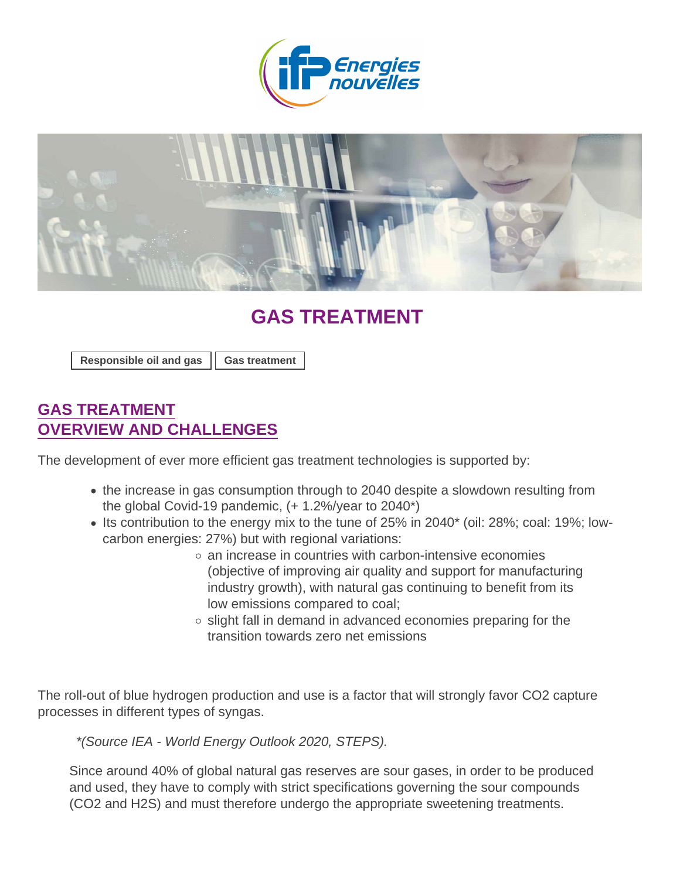# GAS TREATMENT

Responsible oil and gas | Gas treatment

## GAS TREATMENT
## OVERVIEW AND CHALLENGES

The development of ever more efficient gas treatment technologies is supported by:

- the increase in gas consumption through to 2040 despite a slowdown resulting from the global Covid-19 pandemic, (+ 1.2%/year to 2040*)
- Its contribution to the energy mix to the tune of 25% in 2040* (oil: 28%; coal: 19%; low-carbon energies: 27%) but with regional variations:
    - an increase in countries with carbon-intensive economies (objective of improving air quality and support for manufacturing industry growth), with natural gas continuing to benefit from its low emissions compared to coal;
    - slight fall in demand in advanced economies preparing for the transition towards zero net emissions

The roll-out of blue hydrogen production and use is a factor that will strongly favor $CO_2$ capture processes in different types of syngas.

*\*(Source IEA - World Energy Outlook 2020, STEPS).*

Since around 40% of global natural gas reserves are sour gases, in order to be produced and used, they have to comply with strict specifications governing the sour compounds ($CO_2$ and $H_2S$) and must therefore undergo the appropriate sweetening treatments.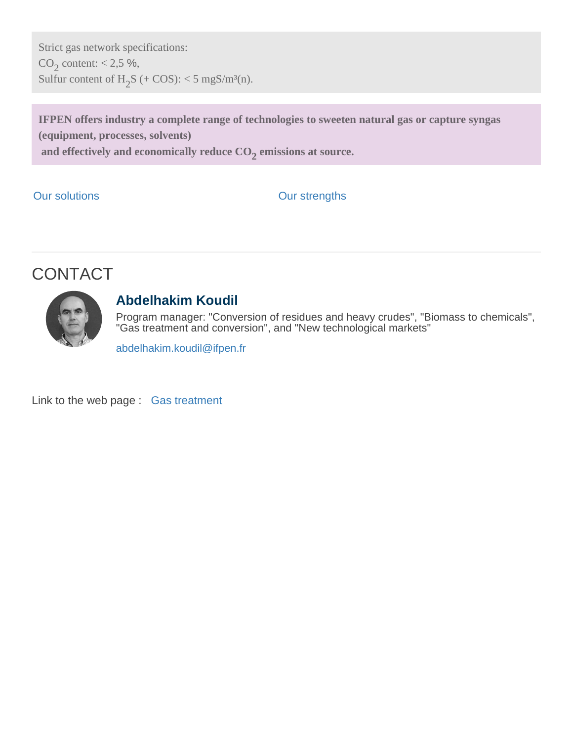Strict gas network specifications:
$CO_2$ content: < 2,5 %,
Sulfur content of $H_2S$ (+ COS): < 5 mgS/m³(n).

**IFPEN offers industry a complete range of technologies to sweeten natural gas or capture syngas (equipment, processes, solvents)**
**and effectively and economically reduce $CO_2$ emissions at source.**

Our solutions

Our strengths

## CONTACT

### Abdelhakim Koudil

Program manager: "Conversion of residues and heavy crudes", "Biomass to chemicals", "Gas treatment and conversion", and "New technological markets"

abdelhakim.koudil@ifpen.fr

Link to the web page : Gas treatment